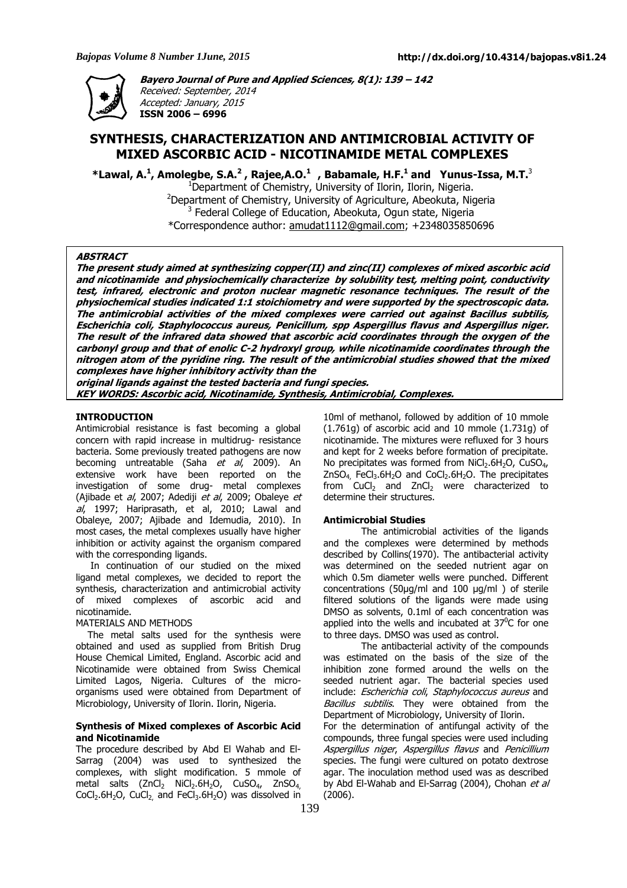**Bayero Journal of Pure and Applied Sciences, 8(1): 139 – 142**
Received: September, 2014
Accepted: January, 2015
**ISSN 2006 – 6996**

# SYNTHESIS, CHARACTERIZATION AND ANTIMICROBIAL ACTIVITY OF MIXED ASCORBIC ACID - NICOTINAMIDE METAL COMPLEXES

**\*Lawal, A.[1], Amolegbe, S.A.[2], Rajee, A.O.[1], Babamale, H.F.[1] and Yunus-Issa, M.T.[3]**

[1]Department of Chemistry, University of Ilorin, Ilorin, Nigeria.
[2]Department of Chemistry, University of Agriculture, Abeokuta, Nigeria
[3] Federal College of Education, Abeokuta, Ogun state, Nigeria
\*Correspondence author: amudat1112@gmail.com; +2348035850696

**ABSTRACT**

***The present study aimed at synthesizing copper(II) and zinc(II) complexes of mixed ascorbic acid and nicotinamide and physiochemically characterize by solubility test, melting point, conductivity test, infrared, electronic and proton nuclear magnetic resonance techniques. The result of the physiochemical studies indicated 1:1 stoichiometry and were supported by the spectroscopic data. The antimicrobial activities of the mixed complexes were carried out against Bacillus subtilis, Escherichia coli, Staphylococcus aureus, Penicillum, spp Aspergillus flavus and Aspergillus niger. The result of the infrared data showed that ascorbic acid coordinates through the oxygen of the carbonyl group and that of enolic C-2 hydroxyl group, while nicotinamide coordinates through the nitrogen atom of the pyridine ring. The result of the antimicrobial studies showed that the mixed complexes have higher inhibitory activity than the original ligands against the tested bacteria and fungi species.***

***KEY WORDS: Ascorbic acid, Nicotinamide, Synthesis, Antimicrobial, Complexes.***

## INTRODUCTION

Antimicrobial resistance is fast becoming a global concern with rapid increase in multidrug- resistance bacteria. Some previously treated pathogens are now becoming untreatable (Saha *et al*, 2009). An extensive work have been reported on the investigation of some drug- metal complexes (Ajibade et *al*, 2007; Adediji *et al*, 2009; Obaleye *et al*, 1997; Hariprasath, et al, 2010; Lawal and Obaleye, 2007; Ajibade and Idemudia, 2010). In most cases, the metal complexes usually have higher inhibition or activity against the organism compared with the corresponding ligands.

In continuation of our studied on the mixed ligand metal complexes, we decided to report the synthesis, characterization and antimicrobial activity of mixed complexes of ascorbic acid and nicotinamide.

MATERIALS AND METHODS

The metal salts used for the synthesis were obtained and used as supplied from British Drug House Chemical Limited, England. Ascorbic acid and Nicotinamide were obtained from Swiss Chemical Limited Lagos, Nigeria. Cultures of the micro-organisms used were obtained from Department of Microbiology, University of Ilorin. Ilorin, Nigeria.

### Synthesis of Mixed complexes of Ascorbic Acid and Nicotinamide

The procedure described by Abd El Wahab and El-Sarrag (2004) was used to synthesized the complexes, with slight modification. 5 mmole of metal salts ($ZnCl_2$ $NiCl_2.6H_2O$, $CuSO_4$, $ZnSO_4$, $CoCl_2.6H_2O$, $CuCl_2$ and $FeCl_3.6H_2O$) was dissolved in 10ml of methanol, followed by addition of 10 mmole (1.761g) of ascorbic acid and 10 mmole (1.731g) of nicotinamide. The mixtures were refluxed for 3 hours and kept for 2 weeks before formation of precipitate. No precipitates was formed from $NiCl_2.6H_2O$, $CuSO_4$, $ZnSO_4$, $FeCl_3.6H_2O$ and $CoCl_2.6H_2O$. The precipitates from $CuCl_2$ and $ZnCl_2$ were characterized to determine their structures.

### Antimicrobial Studies

The antimicrobial activities of the ligands and the complexes were determined by methods described by Collins(1970). The antibacterial activity was determined on the seeded nutrient agar on which 0.5m diameter wells were punched. Different concentrations (50µg/ml and 100 µg/ml ) of sterile filtered solutions of the ligands were made using DMSO as solvents, 0.1ml of each concentration was applied into the wells and incubated at $37^0C$ for one to three days. DMSO was used as control.

The antibacterial activity of the compounds was estimated on the basis of the size of the inhibition zone formed around the wells on the seeded nutrient agar. The bacterial species used include: *Escherichia coli*, *Staphylococcus aureus* and *Bacillus subtilis*. They were obtained from the Department of Microbiology, University of Ilorin.

For the determination of antifungal activity of the compounds, three fungal species were used including *Aspergillus niger*, *Aspergillus flavus* and *Penicillium* species. The fungi were cultured on potato dextrose agar. The inoculation method used was as described by Abd El-Wahab and El-Sarrag (2004), Chohan *et al* (2006).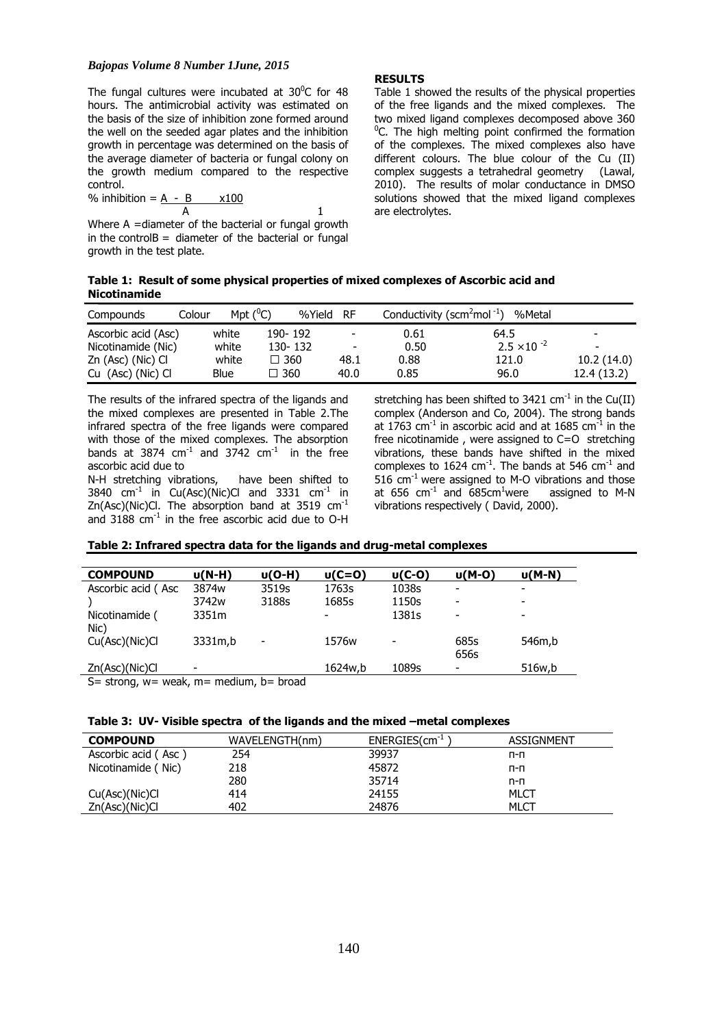The fungal cultures were incubated at $30^0$C for 48 hours. The antimicrobial activity was estimated on the basis of the size of inhibition zone formed around the well on the seeded agar plates and the inhibition growth in percentage was determined on the basis of the average diameter of bacteria or fungal colony on the growth medium compared to the respective control.

$$\% \text{ inhibition} = \frac{A - B}{A} \times \frac{100}{1}$$

Where A =diameter of the bacterial or fungal growth in the controlB = diameter of the bacterial or fungal growth in the test plate.

## RESULTS

Table 1 showed the results of the physical properties of the free ligands and the mixed complexes. The two mixed ligand complexes decomposed above 360 $^0$C. The high melting point confirmed the formation of the complexes. The mixed complexes also have different colours. The blue colour of the Cu (II) complex suggests a tetrahedral geometry (Lawal, 2010). The results of molar conductance in DMSO solutions showed that the mixed ligand complexes are electrolytes.

**Table 1: Result of some physical properties of mixed complexes of Ascorbic acid and Nicotinamide**

| Compounds | Colour | Mpt ($^0$C) | %Yield | RF | Conductivity (scm$^2$mol$^{-1}$) | %Metal |
|---|---|---|---|---|---|---|
| Ascorbic acid (Asc) | white | 190- 192 | - | 0.61 | 64.5 | - |
| Nicotinamide (Nic) | white | 130- 132 | - | 0.50 | $2.5 \times 10^{-2}$ | - |
| Zn (Asc) (Nic) Cl | white | □ 360 | 48.1 | 0.88 | 121.0 | 10.2 (14.0) |
| Cu (Asc) (Nic) Cl | Blue | □ 360 | 40.0 | 0.85 | 96.0 | 12.4 (13.2) |

The results of the infrared spectra of the ligands and the mixed complexes are presented in Table 2.The infrared spectra of the free ligands were compared with those of the mixed complexes. The absorption bands at 3874 cm$^{-1}$ and 3742 cm$^{-1}$ in the free ascorbic acid due to N-H stretching vibrations, have been shifted to 3840 cm$^{-1}$ in Cu(Asc)(Nic)Cl and 3331 cm$^{-1}$ in Zn(Asc)(Nic)Cl. The absorption band at 3519 cm$^{-1}$ and 3188 cm$^{-1}$ in the free ascorbic acid due to O-H stretching has been shifted to 3421 cm$^{-1}$ in the Cu(II) complex (Anderson and Co, 2004). The strong bands at 1763 cm$^{-1}$ in ascorbic acid and at 1685 cm$^{-1}$ in the free nicotinamide , were assigned to C=O stretching vibrations, these bands have shifted in the mixed complexes to 1624 cm$^{-1}$. The bands at 546 cm$^{-1}$ and 516 cm$^{-1}$ were assigned to M-O vibrations and those at 656 cm$^{-1}$ and 685cm$^{1}$were assigned to M-N vibrations respectively ( David, 2000).

**Table 2: Infrared spectra data for the ligands and drug-metal complexes**

| COMPOUND | υ(N-H) | υ(O-H) | υ(C=O) | υ(C-O) | υ(M-O) | υ(M-N) |
|---|---|---|---|---|---|---|
| Ascorbic acid ( Asc ) | 3874w<br>3742w | 3519s<br>3188s | 1763s<br>1685s | 1038s<br>1150s | - | - |
| Nicotinamide ( Nic) | 3351m | | - | 1381s | - | - |
| Cu(Asc)(Nic)Cl | 3331m,b | - | 1576w | - | 685s<br>656s | 546m,b |
| Zn(Asc)(Nic)Cl | - | | 1624w,b | 1089s | - | 516w,b |

S= strong, w= weak, m= medium, b= broad

**Table 3: UV- Visible spectra of the ligands and the mixed –metal complexes**

| COMPOUND | WAVELENGTH(nm) | ENERGIES(cm$^{-1}$ ) | ASSIGNMENT |
|---|---|---|---|
| Ascorbic acid ( Asc ) | 254 | 39937 | π-π |
| Nicotinamide ( Nic) | 218 | 45872 | π-π |
| | 280 | 35714 | π-π |
| Cu(Asc)(Nic)Cl | 414 | 24155 | MLCT |
| Zn(Asc)(Nic)Cl | 402 | 24876 | MLCT |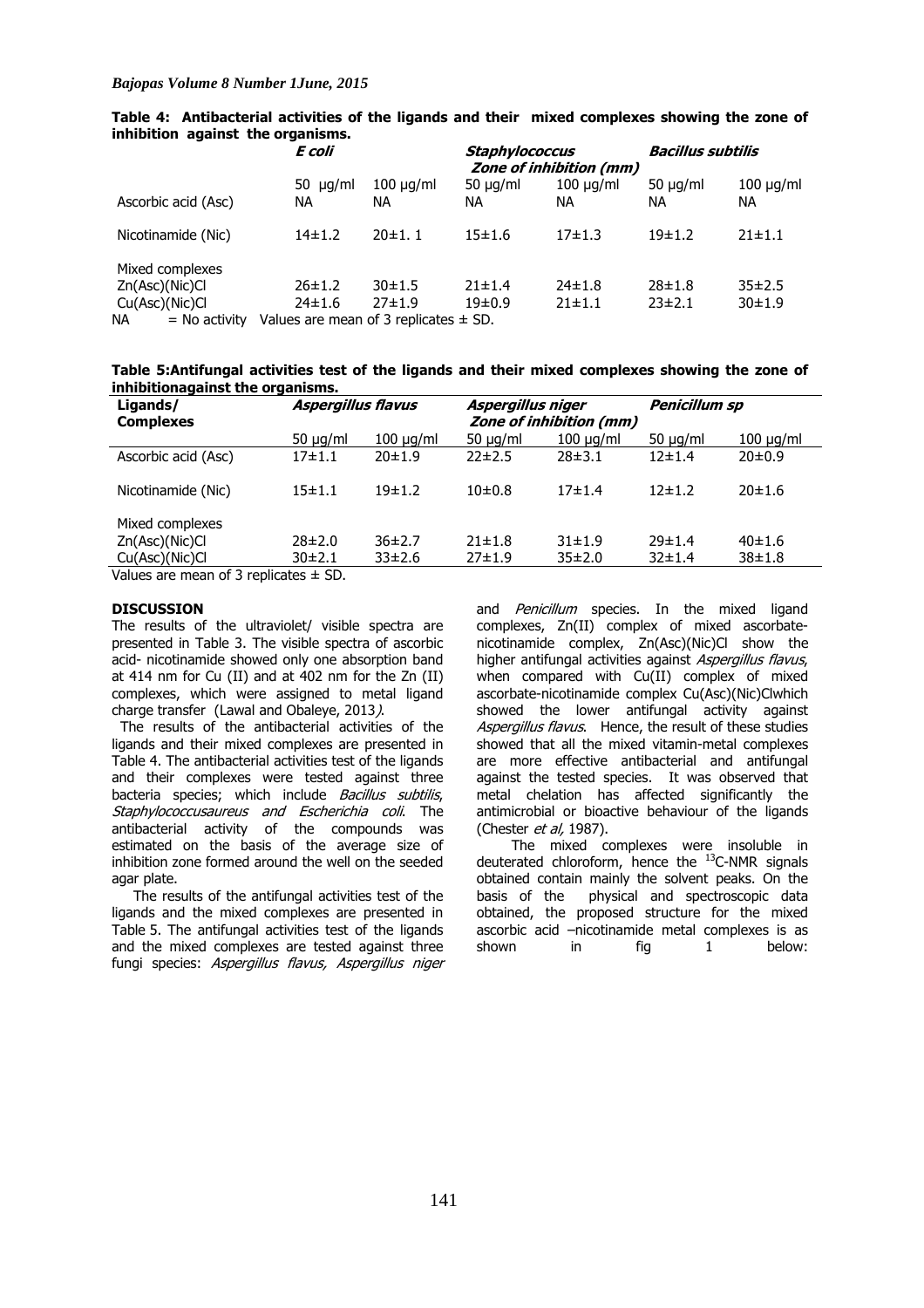**Table 4: Antibacterial activities of the ligands and their mixed complexes showing the zone of inhibition against the organisms.**

| | *E coli* | | *Staphylococcus* Zone of inhibition (mm) | | *Bacillus subtilis* | |
|---|---|---|---|---|---|---|
| | 50 µg/ml | 100 µg/ml | 50 µg/ml | 100 µg/ml | 50 µg/ml | 100 µg/ml |
| Ascorbic acid (Asc) | NA | NA | NA | NA | NA | NA |
| Nicotinamide (Nic) | 14±1.2 | 20±1. 1 | 15±1.6 | 17±1.3 | 19±1.2 | 21±1.1 |
| Mixed complexes | | | | | | |
| Zn(Asc)(Nic)Cl | 26±1.2 | 30±1.5 | 21±1.4 | 24±1.8 | 28±1.8 | 35±2.5 |
| Cu(Asc)(Nic)Cl | 24±1.6 | 27±1.9 | 19±0.9 | 21±1.1 | 23±2.1 | 30±1.9 |

NA = No activity Values are mean of 3 replicates ± SD.

**Table 5: Antifungal activities test of the ligands and their mixed complexes showing the zone of inhibition against the organisms.**

| Ligands/ Complexes | *Aspergillus flavus* | | *Aspergillus niger* Zone of inhibition (mm) | | *Penicillum sp* | |
|---|---|---|---|---|---|---|
| | 50 µg/ml | 100 µg/ml | 50 µg/ml | 100 µg/ml | 50 µg/ml | 100 µg/ml |
| Ascorbic acid (Asc) | 17±1.1 | 20±1.9 | 22±2.5 | 28±3.1 | 12±1.4 | 20±0.9 |
| Nicotinamide (Nic) | 15±1.1 | 19±1.2 | 10±0.8 | 17±1.4 | 12±1.2 | 20±1.6 |
| Mixed complexes | | | | | | |
| Zn(Asc)(Nic)Cl | 28±2.0 | 36±2.7 | 21±1.8 | 31±1.9 | 29±1.4 | 40±1.6 |
| Cu(Asc)(Nic)Cl | 30±2.1 | 33±2.6 | 27±1.9 | 35±2.0 | 32±1.4 | 38±1.8 |

Values are mean of 3 replicates ± SD.

**DISCUSSION**

The results of the ultraviolet/ visible spectra are presented in Table 3. The visible spectra of ascorbic acid- nicotinamide showed only one absorption band at 414 nm for Cu (II) and at 402 nm for the Zn (II) complexes, which were assigned to metal ligand charge transfer (Lawal and Obaleye, 2013*)*.

The results of the antibacterial activities of the ligands and their mixed complexes are presented in Table 4. The antibacterial activities test of the ligands and their complexes were tested against three bacteria species; which include *Bacillus subtilis*, *Staphylococcusaureus and Escherichia coli*. The antibacterial activity of the compounds was estimated on the basis of the average size of inhibition zone formed around the well on the seeded agar plate.

The results of the antifungal activities test of the ligands and the mixed complexes are presented in Table 5. The antifungal activities test of the ligands and the mixed complexes are tested against three fungi species: *Aspergillus flavus, Aspergillus niger* and *Penicillum* species. In the mixed ligand complexes, Zn(II) complex of mixed ascorbate-nicotinamide complex, Zn(Asc)(Nic)Cl show the higher antifungal activities against *Aspergillus flavus*, when compared with Cu(II) complex of mixed ascorbate-nicotinamide complex Cu(Asc)(Nic)Clwhich showed the lower antifungal activity against *Aspergillus flavus*. Hence, the result of these studies showed that all the mixed vitamin-metal complexes are more effective antibacterial and antifungal against the tested species. It was observed that metal chelation has affected significantly the antimicrobial or bioactive behaviour of the ligands (Chester *et al,* 1987).

The mixed complexes were insoluble in deuterated chloroform, hence the $^{13}$C-NMR signals obtained contain mainly the solvent peaks. On the basis of the physical and spectroscopic data obtained, the proposed structure for the mixed ascorbic acid –nicotinamide metal complexes is as shown in fig 1 below: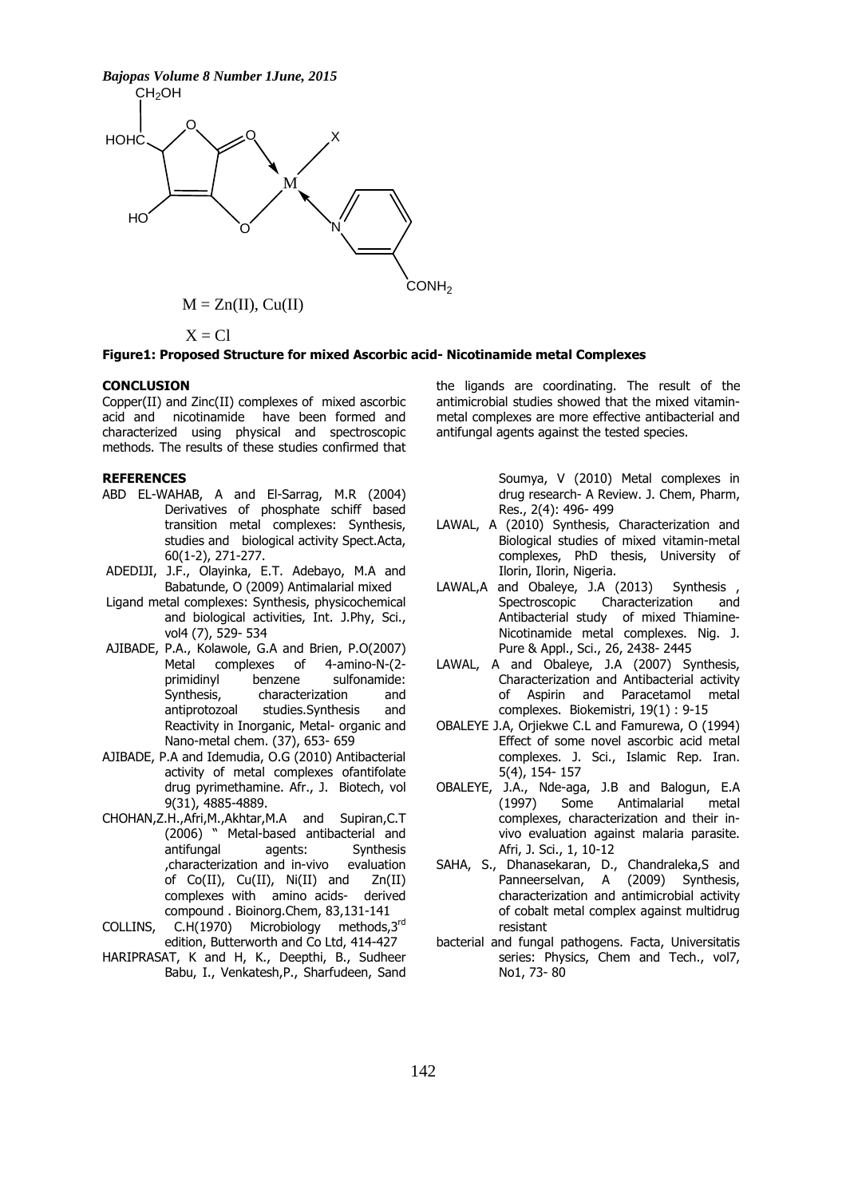$M = Zn(II), Cu(II)$

$X = Cl$

**Figure1: Proposed Structure for mixed Ascorbic acid- Nicotinamide metal Complexes**

## CONCLUSION

Copper(II) and Zinc(II) complexes of mixed ascorbic acid and nicotinamide have been formed and characterized using physical and spectroscopic methods. The results of these studies confirmed that the ligands are coordinating. The result of the antimicrobial studies showed that the mixed vitamin-metal complexes are more effective antibacterial and antifungal agents against the tested species.

## REFERENCES

ABD EL-WAHAB, A and El-Sarrag, M.R (2004) Derivatives of phosphate schiff based transition metal complexes: Synthesis, studies and biological activity Spect.Acta, 60(1-2), 271-277.

ADEDIJI, J.F., Olayinka, E.T. Adebayo, M.A and Babatunde, O (2009) Antimalarial mixed Ligand metal complexes: Synthesis, physicochemical and biological activities, Int. J.Phy, Sci., vol4 (7), 529- 534

AJIBADE, P.A., Kolawole, G.A and Brien, P.O(2007) Metal complexes of 4-amino-N-(2-primidinyl benzene sulfonamide: Synthesis, characterization and antiprotozoal studies.Synthesis and Reactivity in Inorganic, Metal- organic and Nano-metal chem. (37), 653- 659

AJIBADE, P.A and Idemudia, O.G (2010) Antibacterial activity of metal complexes ofantifolate drug pyrimethamine. Afr., J. Biotech, vol 9(31), 4885-4889.

CHOHAN,Z.H.,Afri,M.,Akhtar,M.A and Supiran,C.T (2006) " Metal-based antibacterial and antifungal agents: Synthesis ,characterization and in-vivo evaluation of Co(II), Cu(II), Ni(II) and Zn(II) complexes with amino acids- derived compound . Bioinorg.Chem, 83,131-141

COLLINS, C.H(1970) Microbiology methods,3[rd] edition, Butterworth and Co Ltd, 414-427

HARIPRASAT, K and H, K., Deepthi, B., Sudheer Babu, I., Venkatesh,P., Sharfudeen, Sand Soumya, V (2010) Metal complexes in drug research- A Review. J. Chem, Pharm, Res., 2(4): 496- 499

LAWAL, A (2010) Synthesis, Characterization and Biological studies of mixed vitamin-metal complexes, PhD thesis, University of Ilorin, Ilorin, Nigeria.

LAWAL,A and Obaleye, J.A (2013) Synthesis , Spectroscopic Characterization and Antibacterial study of mixed Thiamine-Nicotinamide metal complexes. Nig. J. Pure & Appl., Sci., 26, 2438- 2445

LAWAL, A and Obaleye, J.A (2007) Synthesis, Characterization and Antibacterial activity of Aspirin and Paracetamol metal complexes. Biokemistri, 19(1) : 9-15

OBALEYE J.A, Orjiekwe C.L and Famurewa, O (1994) Effect of some novel ascorbic acid metal complexes. J. Sci., Islamic Rep. Iran. 5(4), 154- 157

OBALEYE, J.A., Nde-aga, J.B and Balogun, E.A (1997) Some Antimalarial metal complexes, characterization and their in-vivo evaluation against malaria parasite. Afri, J. Sci., 1, 10-12

SAHA, S., Dhanasekaran, D., Chandraleka,S and Panneerselvan, A (2009) Synthesis, characterization and antimicrobial activity of cobalt metal complex against multidrug resistant bacterial and fungal pathogens. Facta, Universitatis series: Physics, Chem and Tech., vol7, No1, 73- 80